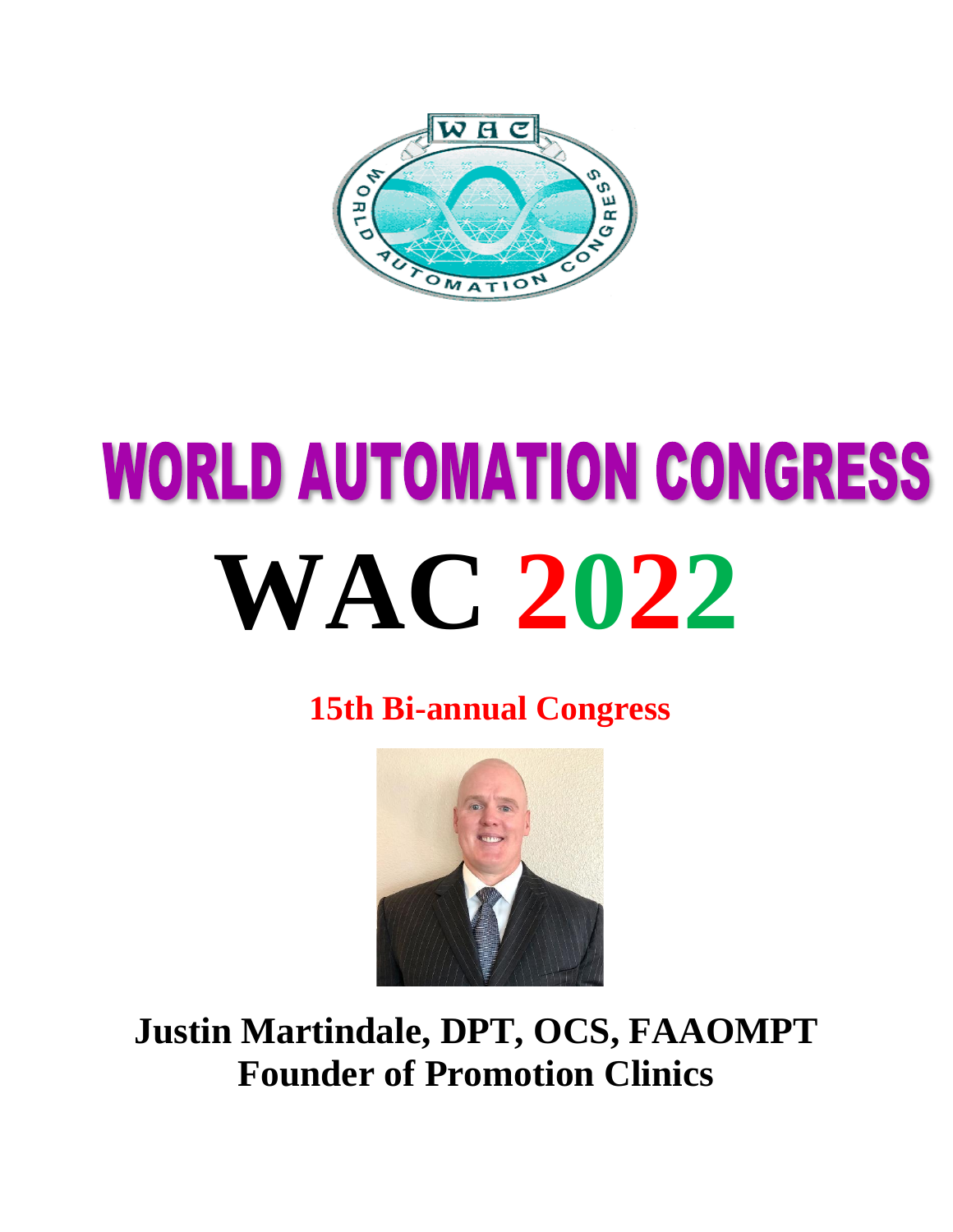# WORLD AUTOMATION CONGRESS

# WAC 2022

**15th Bi-annual Congress**

**Justin Martindale, DPT, OCS, FAAOMPT**
**Founder of Promotion Clinics**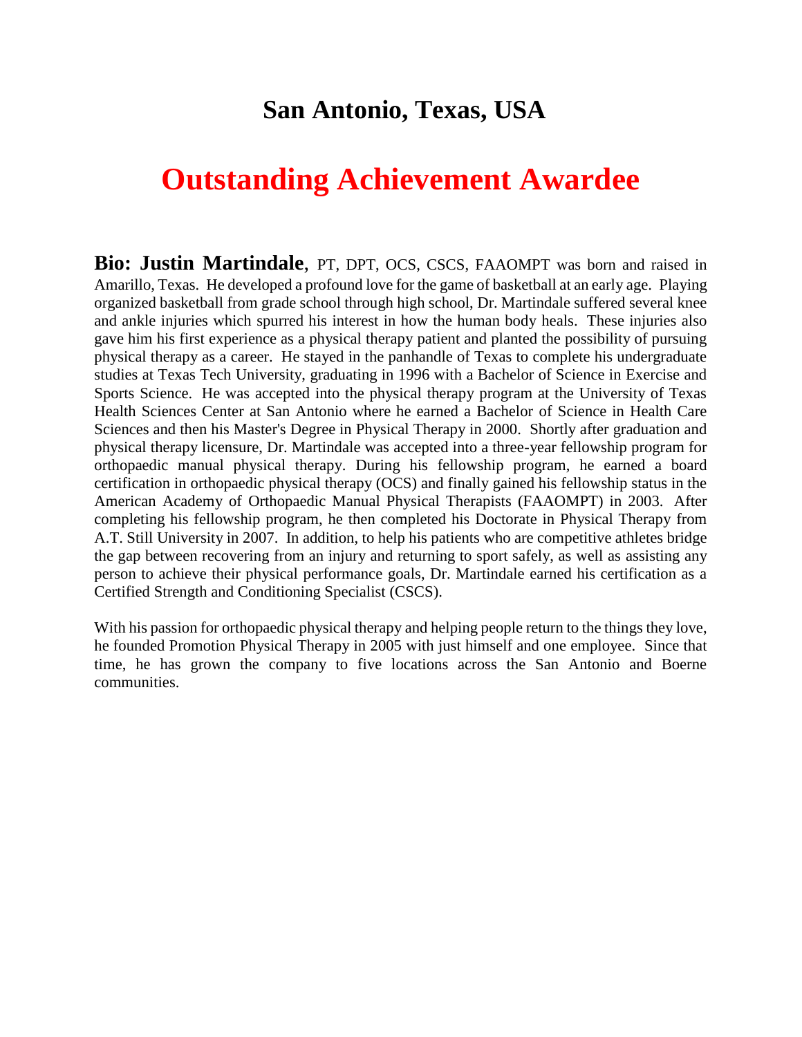## San Antonio, Texas, USA

# Outstanding Achievement Awardee

**Bio: Justin Martindale**, PT, DPT, OCS, CSCS, FAAOMPT was born and raised in Amarillo, Texas. He developed a profound love for the game of basketball at an early age. Playing organized basketball from grade school through high school, Dr. Martindale suffered several knee and ankle injuries which spurred his interest in how the human body heals. These injuries also gave him his first experience as a physical therapy patient and planted the possibility of pursuing physical therapy as a career. He stayed in the panhandle of Texas to complete his undergraduate studies at Texas Tech University, graduating in 1996 with a Bachelor of Science in Exercise and Sports Science. He was accepted into the physical therapy program at the University of Texas Health Sciences Center at San Antonio where he earned a Bachelor of Science in Health Care Sciences and then his Master's Degree in Physical Therapy in 2000. Shortly after graduation and physical therapy licensure, Dr. Martindale was accepted into a three-year fellowship program for orthopaedic manual physical therapy. During his fellowship program, he earned a board certification in orthopaedic physical therapy (OCS) and finally gained his fellowship status in the American Academy of Orthopaedic Manual Physical Therapists (FAAOMPT) in 2003. After completing his fellowship program, he then completed his Doctorate in Physical Therapy from A.T. Still University in 2007. In addition, to help his patients who are competitive athletes bridge the gap between recovering from an injury and returning to sport safely, as well as assisting any person to achieve their physical performance goals, Dr. Martindale earned his certification as a Certified Strength and Conditioning Specialist (CSCS).

With his passion for orthopaedic physical therapy and helping people return to the things they love, he founded Promotion Physical Therapy in 2005 with just himself and one employee. Since that time, he has grown the company to five locations across the San Antonio and Boerne communities.